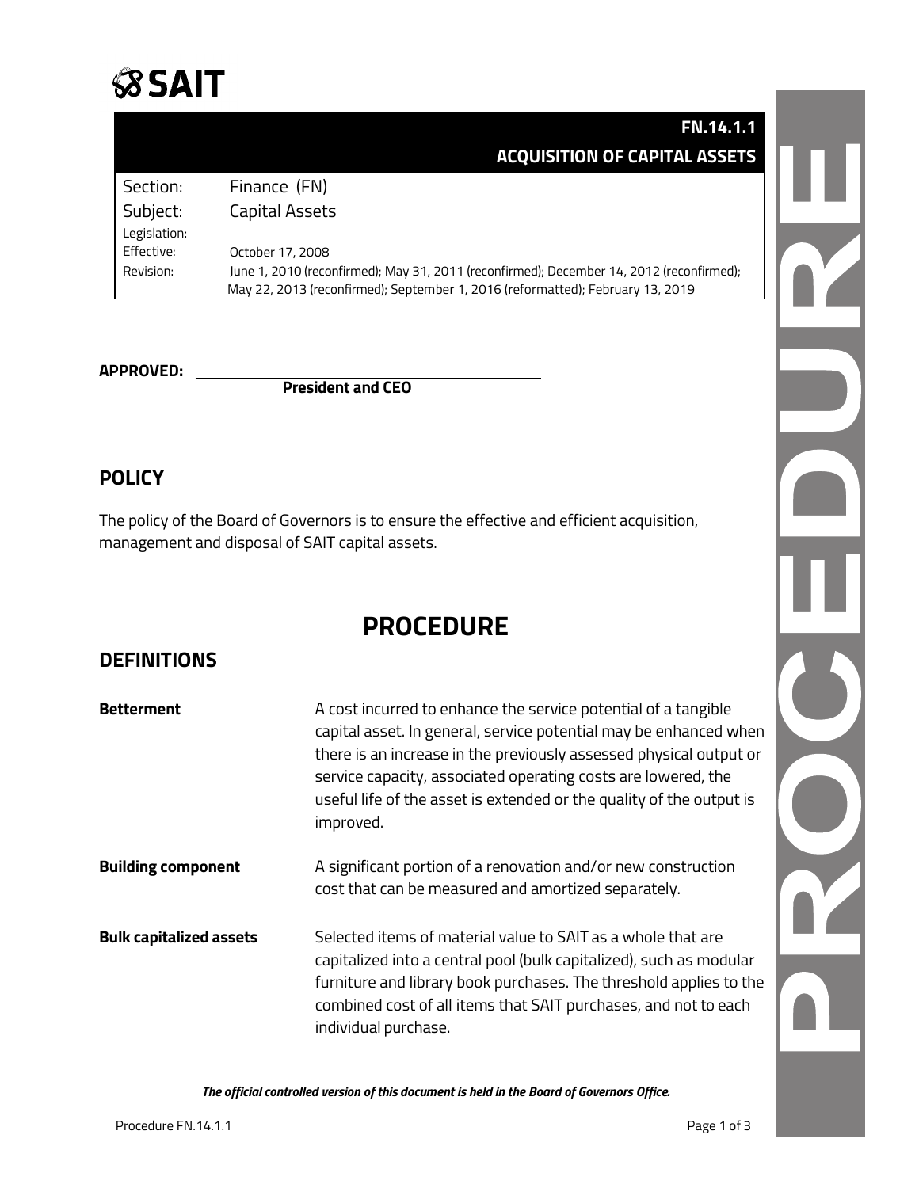SAIT

| | FN.14.1.1 ACQUISITION OF CAPITAL ASSETS |
|---|---|
| Section: | Finance (FN) |
| Subject: | Capital Assets |
| Legislation: | |
| Effective: | October 17, 2008 |
| Revision: | June 1, 2010 (reconfirmed); May 31, 2011 (reconfirmed); December 14, 2012 (reconfirmed); May 22, 2013 (reconfirmed); September 1, 2016 (reformatted); February 13, 2019 |

**APPROVED:** ______________________________

**President and CEO**

## POLICY

The policy of the Board of Governors is to ensure the effective and efficient acquisition, management and disposal of SAIT capital assets.

# PROCEDURE

## DEFINITIONS

**Betterment** — A cost incurred to enhance the service potential of a tangible capital asset. In general, service potential may be enhanced when there is an increase in the previously assessed physical output or service capacity, associated operating costs are lowered, the useful life of the asset is extended or the quality of the output is improved.

**Building component** — A significant portion of a renovation and/or new construction cost that can be measured and amortized separately.

**Bulk capitalized assets** — Selected items of material value to SAIT as a whole that are capitalized into a central pool (bulk capitalized), such as modular furniture and library book purchases. The threshold applies to the combined cost of all items that SAIT purchases, and not to each individual purchase.

*The official controlled version of this document is held in the Board of Governors Office.*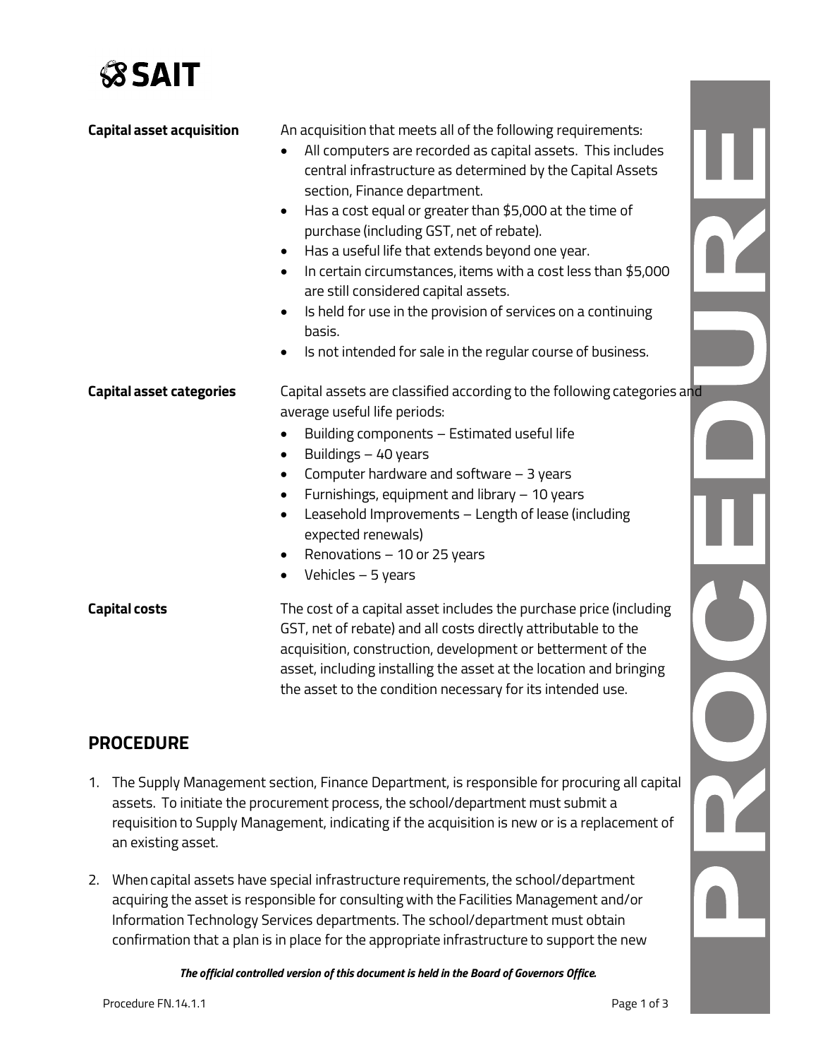**Capital asset acquisition**

An acquisition that meets all of the following requirements:

- All computers are recorded as capital assets. This includes central infrastructure as determined by the Capital Assets section, Finance department.
- Has a cost equal or greater than $5,000 at the time of purchase (including GST, net of rebate).
- Has a useful life that extends beyond one year.
- In certain circumstances, items with a cost less than $5,000 are still considered capital assets.
- Is held for use in the provision of services on a continuing basis.
- Is not intended for sale in the regular course of business.

**Capital asset categories**

Capital assets are classified according to the following categories and average useful life periods:

- Building components – Estimated useful life
- Buildings – 40 years
- Computer hardware and software – 3 years
- Furnishings, equipment and library – 10 years
- Leasehold Improvements – Length of lease (including expected renewals)
- Renovations – 10 or 25 years
- Vehicles – 5 years

**Capital costs**

The cost of a capital asset includes the purchase price (including GST, net of rebate) and all costs directly attributable to the acquisition, construction, development or betterment of the asset, including installing the asset at the location and bringing the asset to the condition necessary for its intended use.

## PROCEDURE

1. The Supply Management section, Finance Department, is responsible for procuring all capital assets. To initiate the procurement process, the school/department must submit a requisition to Supply Management, indicating if the acquisition is new or is a replacement of an existing asset.

2. When capital assets have special infrastructure requirements, the school/department acquiring the asset is responsible for consulting with the Facilities Management and/or Information Technology Services departments. The school/department must obtain confirmation that a plan is in place for the appropriate infrastructure to support the new

*The official controlled version of this document is held in the Board of Governors Office.*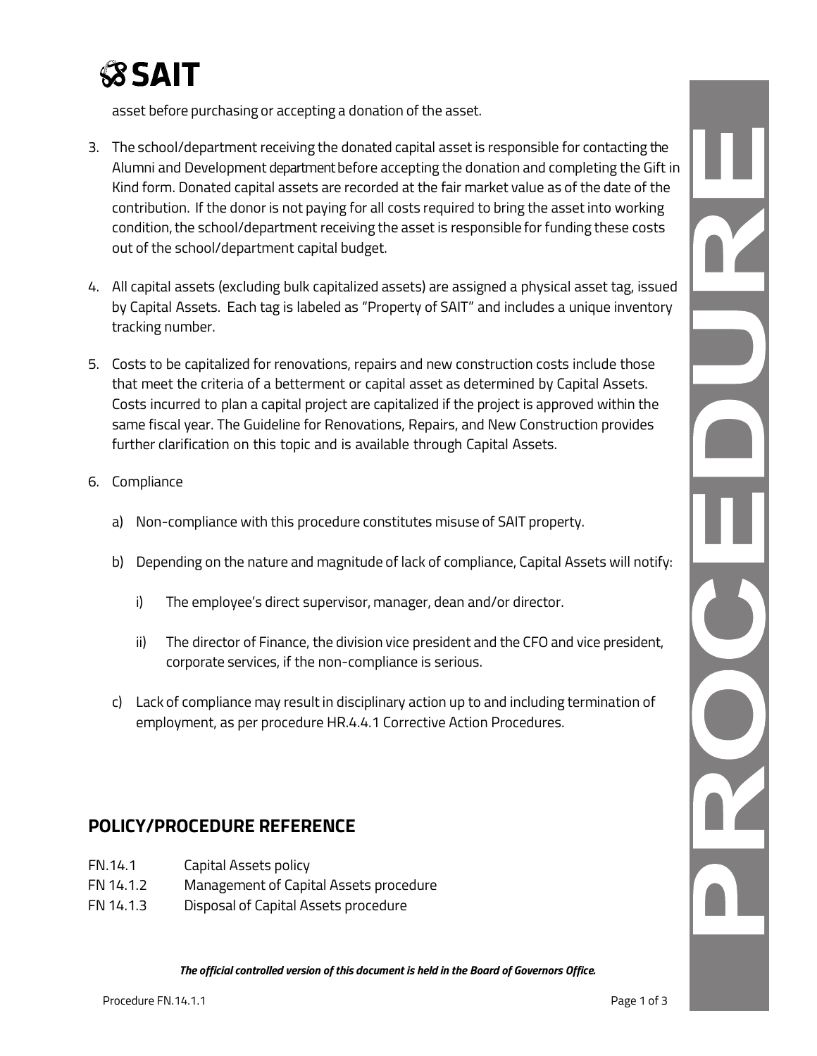asset before purchasing or accepting a donation of the asset.

3. The school/department receiving the donated capital asset is responsible for contacting the Alumni and Development department before accepting the donation and completing the Gift in Kind form. Donated capital assets are recorded at the fair market value as of the date of the contribution. If the donor is not paying for all costs required to bring the asset into working condition, the school/department receiving the asset is responsible for funding these costs out of the school/department capital budget.

4. All capital assets (excluding bulk capitalized assets) are assigned a physical asset tag, issued by Capital Assets. Each tag is labeled as "Property of SAIT" and includes a unique inventory tracking number.

5. Costs to be capitalized for renovations, repairs and new construction costs include those that meet the criteria of a betterment or capital asset as determined by Capital Assets. Costs incurred to plan a capital project are capitalized if the project is approved within the same fiscal year. The Guideline for Renovations, Repairs, and New Construction provides further clarification on this topic and is available through Capital Assets.

6. Compliance

   a) Non-compliance with this procedure constitutes misuse of SAIT property.

   b) Depending on the nature and magnitude of lack of compliance, Capital Assets will notify:

      i) The employee's direct supervisor, manager, dean and/or director.

      ii) The director of Finance, the division vice president and the CFO and vice president, corporate services, if the non-compliance is serious.

   c) Lack of compliance may result in disciplinary action up to and including termination of employment, as per procedure HR.4.4.1 Corrective Action Procedures.

## POLICY/PROCEDURE REFERENCE

| | |
|---|---|
| FN.14.1 | Capital Assets policy |
| FN 14.1.2 | Management of Capital Assets procedure |
| FN 14.1.3 | Disposal of Capital Assets procedure |

***The official controlled version of this document is held in the Board of Governors Office.***